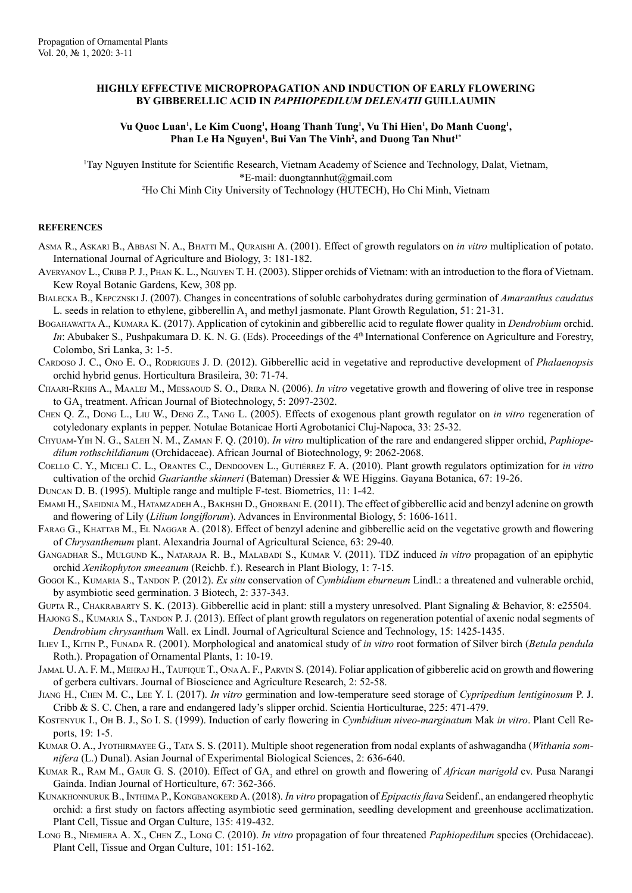# HIGHLY EFFECTIVE MICROPROPAGATION AND INDUCTION OF EARLY FLOWERING BY GIBBERELLIC ACID IN *PAPHIOPEDILUM DELENATII* GUILLAUMIN

**Vu Quoc Luan[1], Le Kim Cuong[1], Hoang Thanh Tung[1], Vu Thi Hien[1], Do Manh Cuong[1], Phan Le Ha Nguyen[1], Bui Van The Vinh[2], and Duong Tan Nhut[1*]**

[1]Tay Nguyen Institute for Scientific Research, Vietnam Academy of Science and Technology, Dalat, Vietnam,
*E-mail: duongtannhut@gmail.com
[2]Ho Chi Minh City University of Technology (HUTECH), Ho Chi Minh, Vietnam

## REFERENCES

Asma R., Askari B., Abbasi N. A., Bhatti M., Quraishi A. (2001). Effect of growth regulators on *in vitro* multiplication of potato. International Journal of Agriculture and Biology, 3: 181-182.

Averyanov L., Cribb P. J., Phan K. L., Nguyen T. H. (2003). Slipper orchids of Vietnam: with an introduction to the flora of Vietnam. Kew Royal Botanic Gardens, Kew, 308 pp.

Bialecka B., Kepczynski J. (2007). Changes in concentrations of soluble carbohydrates during germination of *Amaranthus caudatus* L. seeds in relation to ethylene, gibberellin $A_3$ and methyl jasmonate. Plant Growth Regulation, 51: 21-31.

Bogahawatta A., Kumara K. (2017). Application of cytokinin and gibberellic acid to regulate flower quality in *Dendrobium* orchid. *In*: Abubaker S., Pushpakumara D. K. N. G. (Eds). Proceedings of the 4th International Conference on Agriculture and Forestry, Colombo, Sri Lanka, 3: 1-5.

Cardoso J. C., Ono E. O., Rodrigues J. D. (2012). Gibberellic acid in vegetative and reproductive development of *Phalaenopsis* orchid hybrid genus. Horticultura Brasileira, 30: 71-74.

Chaari-Rkhis A., Maalej M., Messaoud S. O., Drira N. (2006). *In vitro* vegetative growth and flowering of olive tree in response to $GA_3$ treatment. African Journal of Biotechnology, 5: 2097-2302.

Chen Q. Z., Dong L., Liu W., Deng Z., Tang L. (2005). Effects of exogenous plant growth regulator on *in vitro* regeneration of cotyledonary explants in pepper. Notulae Botanicae Horti Agrobotanici Cluj-Napoca, 33: 25-32.

Chyuam-Yih N. G., Saleh N. M., Zaman F. Q. (2010). *In vitro* multiplication of the rare and endangered slipper orchid, *Paphiopedilum rothschildianum* (Orchidaceae). African Journal of Biotechnology, 9: 2062-2068.

Coello C. Y., Miceli C. L., Orantes C., Dendooven L., Gutiérrez F. A. (2010). Plant growth regulators optimization for *in vitro* cultivation of the orchid *Guarianthe skinneri* (Bateman) Dressier & WE Higgins. Gayana Botanica, 67: 19-26.

Duncan D. B. (1995). Multiple range and multiple F-test. Biometrics, 11: 1-42.

Emami H., Saeidnia M., Hatamzadeh A., Bakhshi D., Ghorbani E. (2011). The effect of gibberellic acid and benzyl adenine on growth and flowering of Lily (*Lilium longiflorum*). Advances in Environmental Biology, 5: 1606-1611.

Farag G., Khattab M., El Naggar A. (2018). Effect of benzyl adenine and gibberellic acid on the vegetative growth and flowering of *Chrysanthemum* plant. Alexandria Journal of Agricultural Science, 63: 29-40.

Gangadhar S., Mulgund K., Nataraja R. B., Malabadi S., Kumar V. (2011). TDZ induced *in vitro* propagation of an epiphytic orchid *Xenikophyton smeeanum* (Reichb. f.). Research in Plant Biology, 1: 7-15.

Gogoi K., Kumaria S., Tandon P. (2012). *Ex situ* conservation of *Cymbidium eburneum* Lindl.: a threatened and vulnerable orchid, by asymbiotic seed germination. 3 Biotech, 2: 337-343.

Gupta R., Chakrabarty S. K. (2013). Gibberellic acid in plant: still a mystery unresolved. Plant Signaling & Behavior, 8: e25504.

Hajong S., Kumaria S., Tandon P. J. (2013). Effect of plant growth regulators on regeneration potential of axenic nodal segments of *Dendrobium chrysanthum* Wall. ex Lindl. Journal of Agricultural Science and Technology, 15: 1425-1435.

Iliev I., Kitin P., Funada R. (2001). Morphological and anatomical study of *in vitro* root formation of Silver birch (*Betula pendula* Roth.). Propagation of Ornamental Plants, 1: 10-19.

Jamal U. A. F. M., Mehraj H., Taufique T., Ona A. F., Parvin S. (2014). Foliar application of gibberelic acid on growth and flowering of gerbera cultivars. Journal of Bioscience and Agriculture Research, 2: 52-58.

Jiang H., Chen M. C., Lee Y. I. (2017). *In vitro* germination and low-temperature seed storage of *Cypripedium lentiginosum* P. J. Cribb & S. C. Chen, a rare and endangered lady's slipper orchid. Scientia Horticulturae, 225: 471-479.

Kostenyuk I., Oh B. J., So I. S. (1999). Induction of early flowering in *Cymbidium niveo-marginatum* Mak *in vitro*. Plant Cell Reports, 19: 1-5.

Kumar O. A., Jyothirmayee G., Tata S. S. (2011). Multiple shoot regeneration from nodal explants of ashwagandha (*Withania somnifera* (L.) Dunal). Asian Journal of Experimental Biological Sciences, 2: 636-640.

Kumar R., Ram M., Gaur G. S. (2010). Effect of $GA_3$ and ethrel on growth and flowering of *African marigold* cv. Pusa Narangi Gainda. Indian Journal of Horticulture, 67: 362-366.

Kunakhonnuruk B., Inthima P., Kongbangkerd A. (2018). *In vitro* propagation of *Epipactis flava* Seidenf., an endangered rheophytic orchid: a first study on factors affecting asymbiotic seed germination, seedling development and greenhouse acclimatization. Plant Cell, Tissue and Organ Culture, 135: 419-432.

Long B., Niemiera A. X., Chen Z., Long C. (2010). *In vitro* propagation of four threatened *Paphiopedilum* species (Orchidaceae). Plant Cell, Tissue and Organ Culture, 101: 151-162.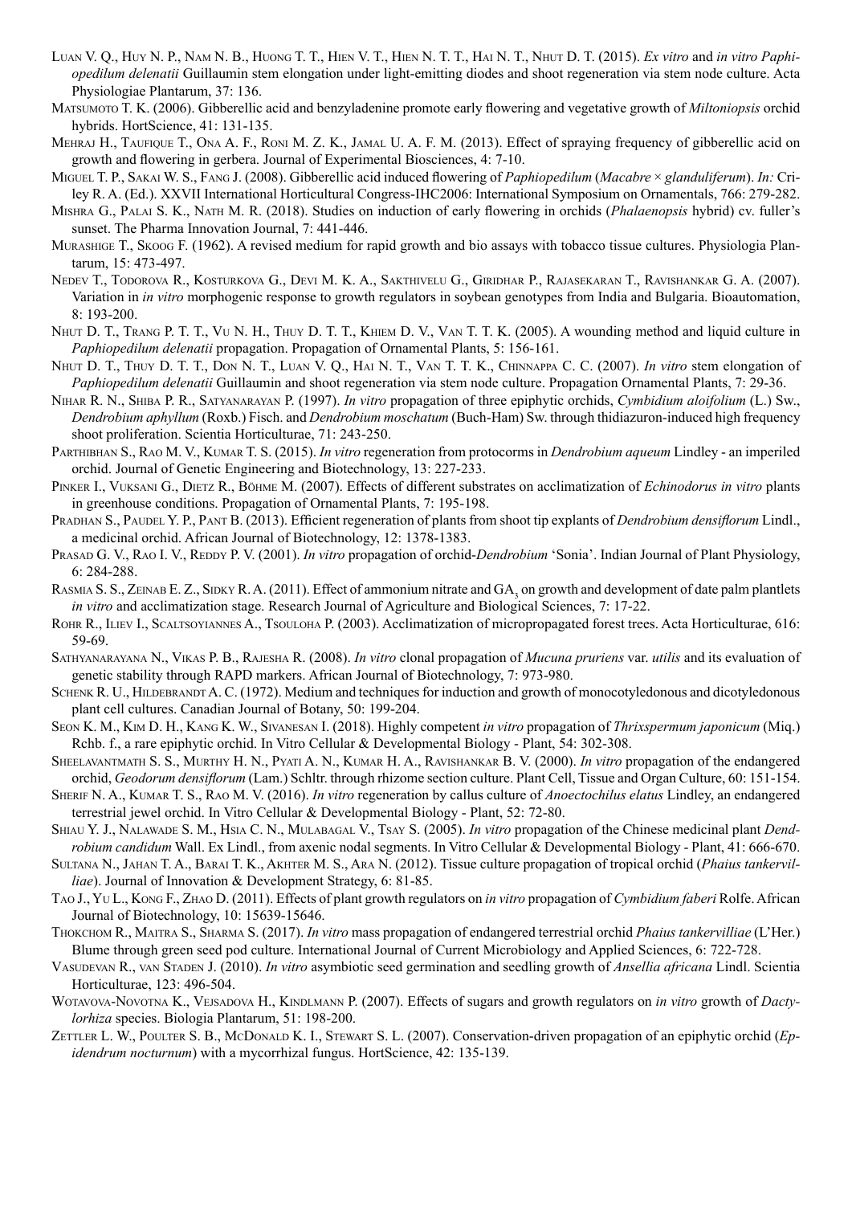Luan V. Q., Huy N. P., Nam N. B., Huong T. T., Hien V. T., Hien N. T. T., Hai N. T., Nhut D. T. (2015). *Ex vitro* and *in vitro Paphiopedilum delenatii* Guillaumin stem elongation under light-emitting diodes and shoot regeneration via stem node culture. Acta Physiologiae Plantarum, 37: 136.

Matsumoto T. K. (2006). Gibberellic acid and benzyladenine promote early flowering and vegetative growth of *Miltoniopsis* orchid hybrids. HortScience, 41: 131-135.

Mehraj H., Taufique T., Ona A. F., Roni M. Z. K., Jamal U. A. F. M. (2013). Effect of spraying frequency of gibberellic acid on growth and flowering in gerbera. Journal of Experimental Biosciences, 4: 7-10.

Miguel T. P., Sakai W. S., Fang J. (2008). Gibberellic acid induced flowering of *Paphiopedilum* (*Macabre* × *glanduliferum*). *In:* Criley R. A. (Ed.). XXVII International Horticultural Congress-IHC2006: International Symposium on Ornamentals, 766: 279-282.

Mishra G., Palai S. K., Nath M. R. (2018). Studies on induction of early flowering in orchids (*Phalaenopsis* hybrid) cv. fuller's sunset. The Pharma Innovation Journal, 7: 441-446.

Murashige T., Skoog F. (1962). A revised medium for rapid growth and bio assays with tobacco tissue cultures. Physiologia Plantarum, 15: 473-497.

Nedev T., Todorova R., Kosturkova G., Devi M. K. A., Sakthivelu G., Giridhar P., Rajasekaran T., Ravishankar G. A. (2007). Variation in *in vitro* morphogenic response to growth regulators in soybean genotypes from India and Bulgaria. Bioautomation, 8: 193-200.

Nhut D. T., Trang P. T. T., Vu N. H., Thuy D. T. T., Khiem D. V., Van T. T. K. (2005). A wounding method and liquid culture in *Paphiopedilum delenatii* propagation. Propagation of Ornamental Plants, 5: 156-161.

Nhut D. T., Thuy D. T. T., Don N. T., Luan V. Q., Hai N. T., Van T. T. K., Chinnappa C. C. (2007). *In vitro* stem elongation of *Paphiopedilum delenatii* Guillaumin and shoot regeneration via stem node culture. Propagation Ornamental Plants, 7: 29-36.

Nihar R. N., Shiba P. R., Satyanarayan P. (1997). *In vitro* propagation of three epiphytic orchids, *Cymbidium aloifolium* (L.) Sw., *Dendrobium aphyllum* (Roxb.) Fisch. and *Dendrobium moschatum* (Buch-Ham) Sw. through thidiazuron-induced high frequency shoot proliferation. Scientia Horticulturae, 71: 243-250.

Parthibhan S., Rao M. V., Kumar T. S. (2015). *In vitro* regeneration from protocorms in *Dendrobium aqueum* Lindley - an imperiled orchid. Journal of Genetic Engineering and Biotechnology, 13: 227-233.

Pinker I., Vuksani G., Dietz R., Böhme M. (2007). Effects of different substrates on acclimatization of *Echinodorus in vitro* plants in greenhouse conditions. Propagation of Ornamental Plants, 7: 195-198.

Pradhan S., Paudel Y. P., Pant B. (2013). Efficient regeneration of plants from shoot tip explants of *Dendrobium densiflorum* Lindl., a medicinal orchid. African Journal of Biotechnology, 12: 1378-1383.

Prasad G. V., Rao I. V., Reddy P. V. (2001). *In vitro* propagation of orchid-*Dendrobium* 'Sonia'. Indian Journal of Plant Physiology, 6: 284-288.

Rasmia S. S., Zeinab E. Z., Sidky R. A. (2011). Effect of ammonium nitrate and $GA_3$ on growth and development of date palm plantlets *in vitro* and acclimatization stage. Research Journal of Agriculture and Biological Sciences, 7: 17-22.

Rohr R., Iliev I., Scaltsoyiannes A., Tsouloha P. (2003). Acclimatization of micropropagated forest trees. Acta Horticulturae, 616: 59-69.

Sathyanarayana N., Vikas P. B., Rajesha R. (2008). *In vitro* clonal propagation of *Mucuna pruriens* var. *utilis* and its evaluation of genetic stability through RAPD markers. African Journal of Biotechnology, 7: 973-980.

Schenk R. U., Hildebrandt A. C. (1972). Medium and techniques for induction and growth of monocotyledonous and dicotyledonous plant cell cultures. Canadian Journal of Botany, 50: 199-204.

Seon K. M., Kim D. H., Kang K. W., Sivanesan I. (2018). Highly competent *in vitro* propagation of *Thrixspermum japonicum* (Miq.) Rchb. f., a rare epiphytic orchid. In Vitro Cellular & Developmental Biology - Plant, 54: 302-308.

Sheelavantmath S. S., Murthy H. N., Pyati A. N., Kumar H. A., Ravishankar B. V. (2000). *In vitro* propagation of the endangered orchid, *Geodorum densiflorum* (Lam.) Schltr. through rhizome section culture. Plant Cell, Tissue and Organ Culture, 60: 151-154.

Sherif N. A., Kumar T. S., Rao M. V. (2016). *In vitro* regeneration by callus culture of *Anoectochilus elatus* Lindley, an endangered terrestrial jewel orchid. In Vitro Cellular & Developmental Biology - Plant, 52: 72-80.

Shiau Y. J., Nalawade S. M., Hsia C. N., Mulabagal V., Tsay S. (2005). *In vitro* propagation of the Chinese medicinal plant *Dendrobium candidum* Wall. Ex Lindl., from axenic nodal segments. In Vitro Cellular & Developmental Biology - Plant, 41: 666-670.

Sultana N., Jahan T. A., Barai T. K., Akhter M. S., Ara N. (2012). Tissue culture propagation of tropical orchid (*Phaius tankervilliae*). Journal of Innovation & Development Strategy, 6: 81-85.

Tao J., Yu L., Kong F., Zhao D. (2011). Effects of plant growth regulators on *in vitro* propagation of *Cymbidium faberi* Rolfe. African Journal of Biotechnology, 10: 15639-15646.

Thokchom R., Maitra S., Sharma S. (2017). *In vitro* mass propagation of endangered terrestrial orchid *Phaius tankervilliae* (L'Her.) Blume through green seed pod culture. International Journal of Current Microbiology and Applied Sciences, 6: 722-728.

Vasudevan R., van Staden J. (2010). *In vitro* asymbiotic seed germination and seedling growth of *Ansellia africana* Lindl. Scientia Horticulturae, 123: 496-504.

Wotavova-Novotna K., Vejsadova H., Kindlmann P. (2007). Effects of sugars and growth regulators on *in vitro* growth of *Dactylorhiza* species. Biologia Plantarum, 51: 198-200.

Zettler L. W., Poulter S. B., McDonald K. I., Stewart S. L. (2007). Conservation-driven propagation of an epiphytic orchid (*Epidendrum nocturnum*) with a mycorrhizal fungus. HortScience, 42: 135-139.